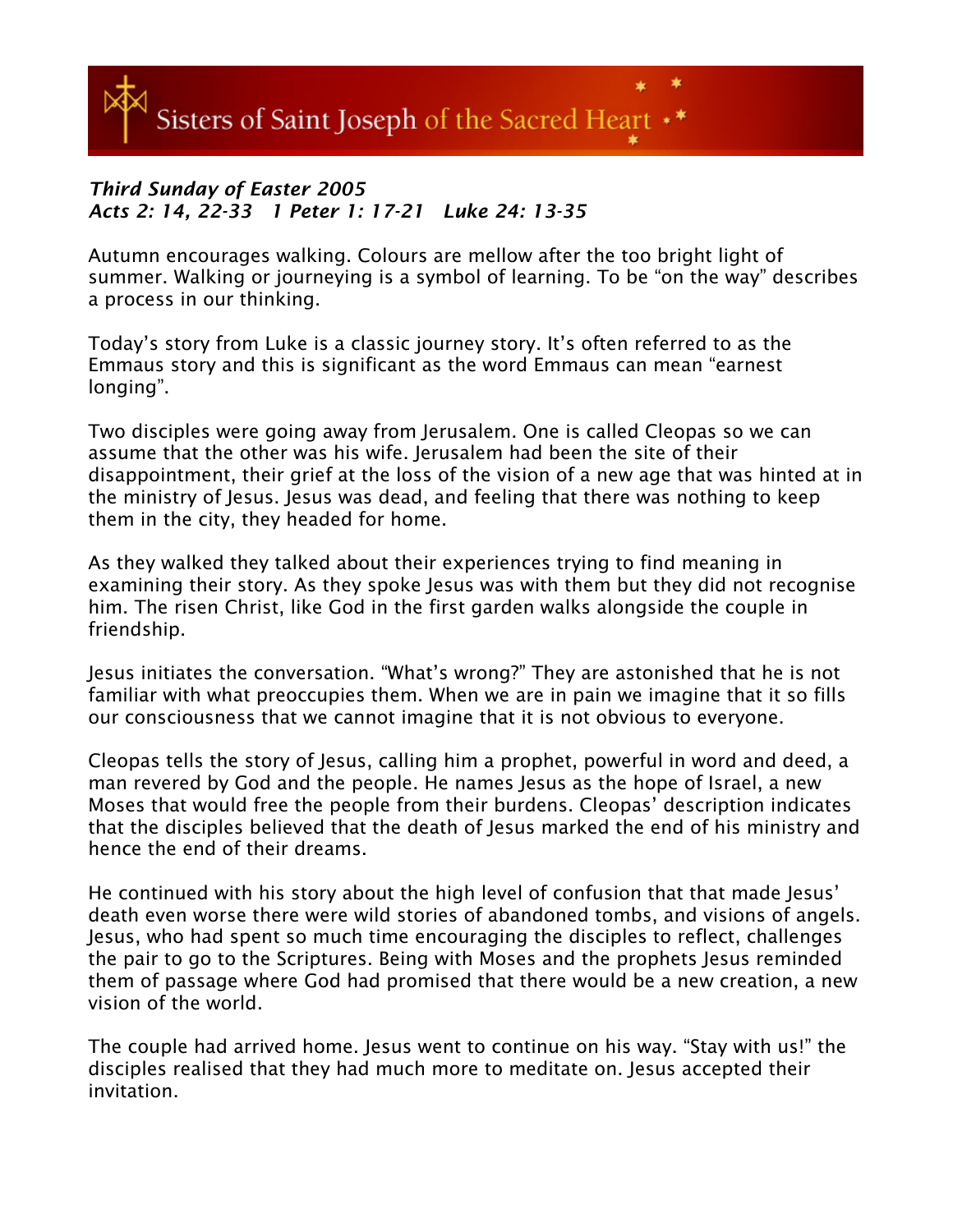Sisters of Saint Joseph of the Sacred Heart

***Third Sunday of Easter 2005***
***Acts 2: 14, 22-33   1 Peter 1: 17-21   Luke 24: 13-35***

Autumn encourages walking. Colours are mellow after the too bright light of summer. Walking or journeying is a symbol of learning. To be "on the way" describes a process in our thinking.

Today's story from Luke is a classic journey story. It's often referred to as the Emmaus story and this is significant as the word Emmaus can mean "earnest longing".

Two disciples were going away from Jerusalem. One is called Cleopas so we can assume that the other was his wife. Jerusalem had been the site of their disappointment, their grief at the loss of the vision of a new age that was hinted at in the ministry of Jesus. Jesus was dead, and feeling that there was nothing to keep them in the city, they headed for home.

As they walked they talked about their experiences trying to find meaning in examining their story. As they spoke Jesus was with them but they did not recognise him. The risen Christ, like God in the first garden walks alongside the couple in friendship.

Jesus initiates the conversation. "What's wrong?" They are astonished that he is not familiar with what preoccupies them. When we are in pain we imagine that it so fills our consciousness that we cannot imagine that it is not obvious to everyone.

Cleopas tells the story of Jesus, calling him a prophet, powerful in word and deed, a man revered by God and the people. He names Jesus as the hope of Israel, a new Moses that would free the people from their burdens. Cleopas' description indicates that the disciples believed that the death of Jesus marked the end of his ministry and hence the end of their dreams.

He continued with his story about the high level of confusion that that made Jesus' death even worse there were wild stories of abandoned tombs, and visions of angels. Jesus, who had spent so much time encouraging the disciples to reflect, challenges the pair to go to the Scriptures. Being with Moses and the prophets Jesus reminded them of passage where God had promised that there would be a new creation, a new vision of the world.

The couple had arrived home. Jesus went to continue on his way. "Stay with us!" the disciples realised that they had much more to meditate on. Jesus accepted their invitation.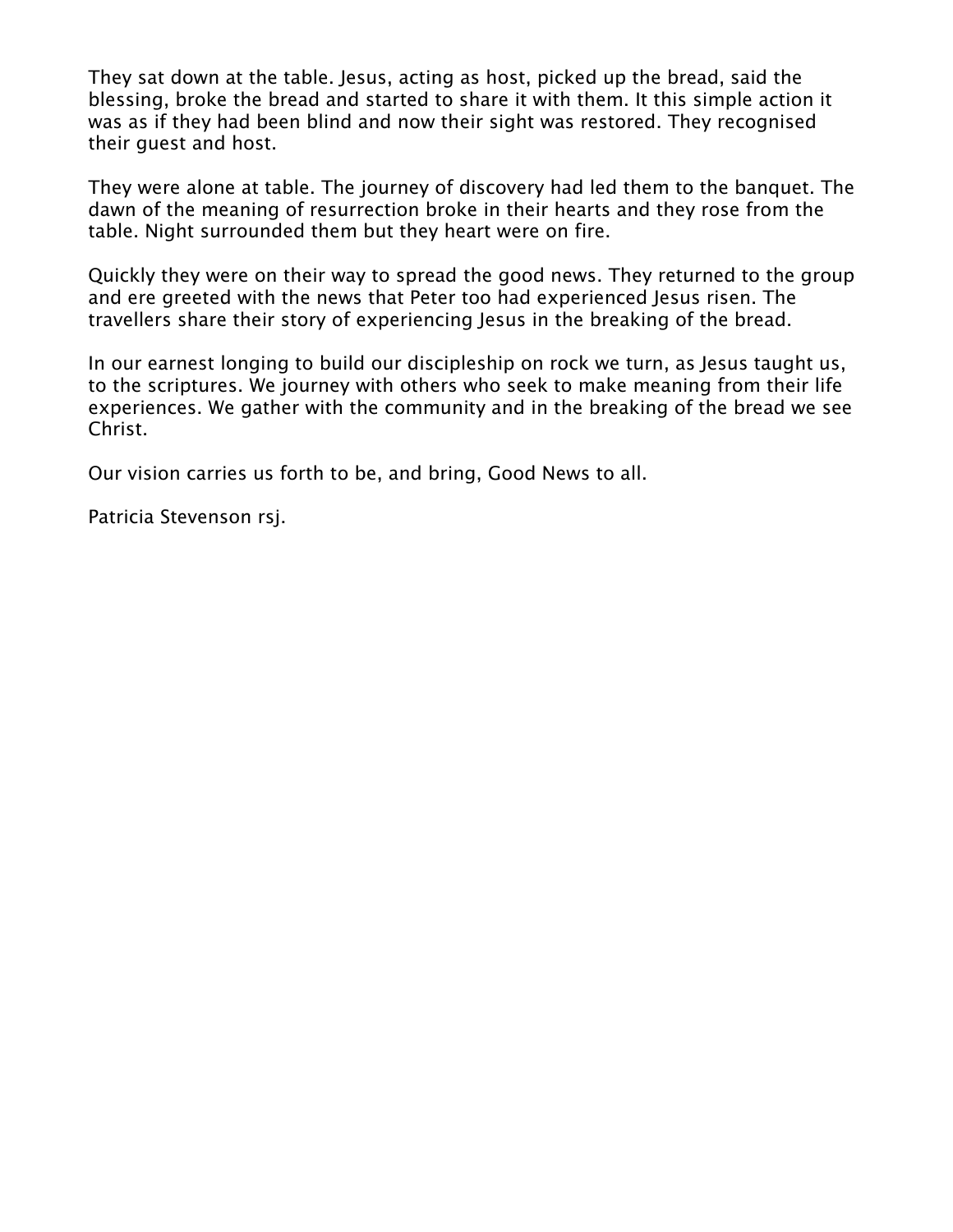They sat down at the table. Jesus, acting as host, picked up the bread, said the blessing, broke the bread and started to share it with them. It this simple action it was as if they had been blind and now their sight was restored. They recognised their guest and host.

They were alone at table. The journey of discovery had led them to the banquet. The dawn of the meaning of resurrection broke in their hearts and they rose from the table. Night surrounded them but they heart were on fire.

Quickly they were on their way to spread the good news. They returned to the group and ere greeted with the news that Peter too had experienced Jesus risen. The travellers share their story of experiencing Jesus in the breaking of the bread.

In our earnest longing to build our discipleship on rock we turn, as Jesus taught us, to the scriptures. We journey with others who seek to make meaning from their life experiences. We gather with the community and in the breaking of the bread we see Christ.

Our vision carries us forth to be, and bring, Good News to all.

Patricia Stevenson rsj.